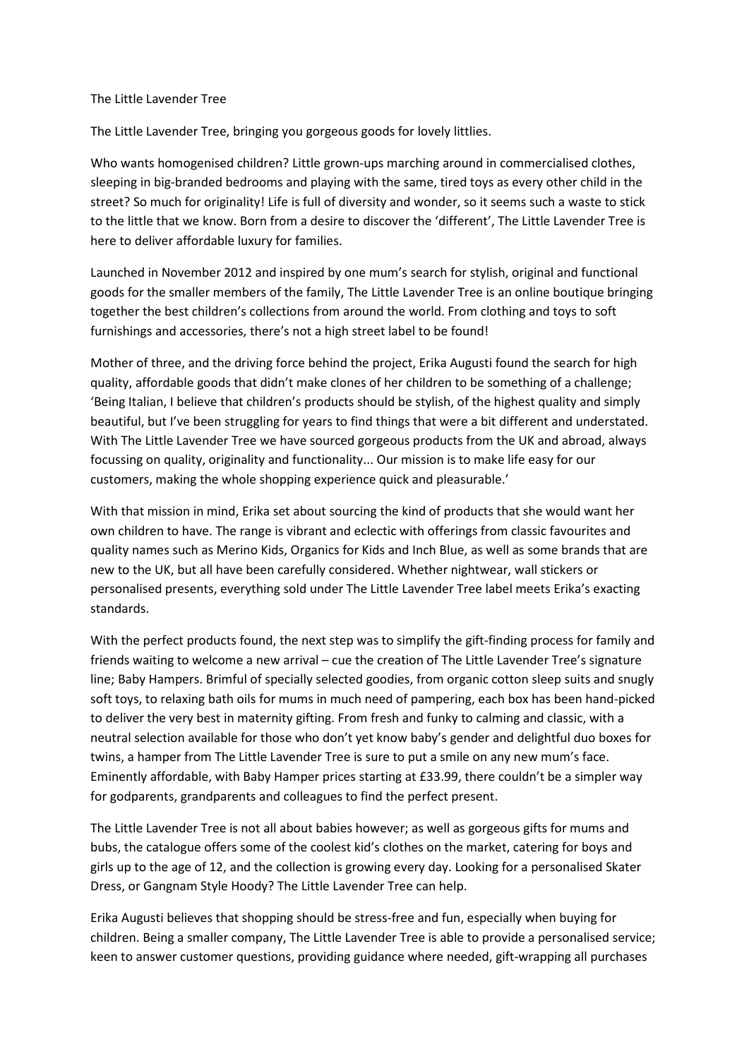# The Little Lavender Tree

The Little Lavender Tree, bringing you gorgeous goods for lovely littlies.

Who wants homogenised children? Little grown-ups marching around in commercialised clothes, sleeping in big-branded bedrooms and playing with the same, tired toys as every other child in the street? So much for originality! Life is full of diversity and wonder, so it seems such a waste to stick to the little that we know. Born from a desire to discover the 'different', The Little Lavender Tree is here to deliver affordable luxury for families.

Launched in November 2012 and inspired by one mum's search for stylish, original and functional goods for the smaller members of the family, The Little Lavender Tree is an online boutique bringing together the best children's collections from around the world. From clothing and toys to soft furnishings and accessories, there's not a high street label to be found!

Mother of three, and the driving force behind the project, Erika Augusti found the search for high quality, affordable goods that didn't make clones of her children to be something of a challenge; 'Being Italian, I believe that children's products should be stylish, of the highest quality and simply beautiful, but I've been struggling for years to find things that were a bit different and understated. With The Little Lavender Tree we have sourced gorgeous products from the UK and abroad, always focussing on quality, originality and functionality... Our mission is to make life easy for our customers, making the whole shopping experience quick and pleasurable.'

With that mission in mind, Erika set about sourcing the kind of products that she would want her own children to have. The range is vibrant and eclectic with offerings from classic favourites and quality names such as Merino Kids, Organics for Kids and Inch Blue, as well as some brands that are new to the UK, but all have been carefully considered. Whether nightwear, wall stickers or personalised presents, everything sold under The Little Lavender Tree label meets Erika's exacting standards.

With the perfect products found, the next step was to simplify the gift-finding process for family and friends waiting to welcome a new arrival – cue the creation of The Little Lavender Tree's signature line; Baby Hampers. Brimful of specially selected goodies, from organic cotton sleep suits and snugly soft toys, to relaxing bath oils for mums in much need of pampering, each box has been hand-picked to deliver the very best in maternity gifting. From fresh and funky to calming and classic, with a neutral selection available for those who don't yet know baby's gender and delightful duo boxes for twins, a hamper from The Little Lavender Tree is sure to put a smile on any new mum's face. Eminently affordable, with Baby Hamper prices starting at £33.99, there couldn't be a simpler way for godparents, grandparents and colleagues to find the perfect present.

The Little Lavender Tree is not all about babies however; as well as gorgeous gifts for mums and bubs, the catalogue offers some of the coolest kid's clothes on the market, catering for boys and girls up to the age of 12, and the collection is growing every day. Looking for a personalised Skater Dress, or Gangnam Style Hoody? The Little Lavender Tree can help.

Erika Augusti believes that shopping should be stress-free and fun, especially when buying for children. Being a smaller company, The Little Lavender Tree is able to provide a personalised service; keen to answer customer questions, providing guidance where needed, gift-wrapping all purchases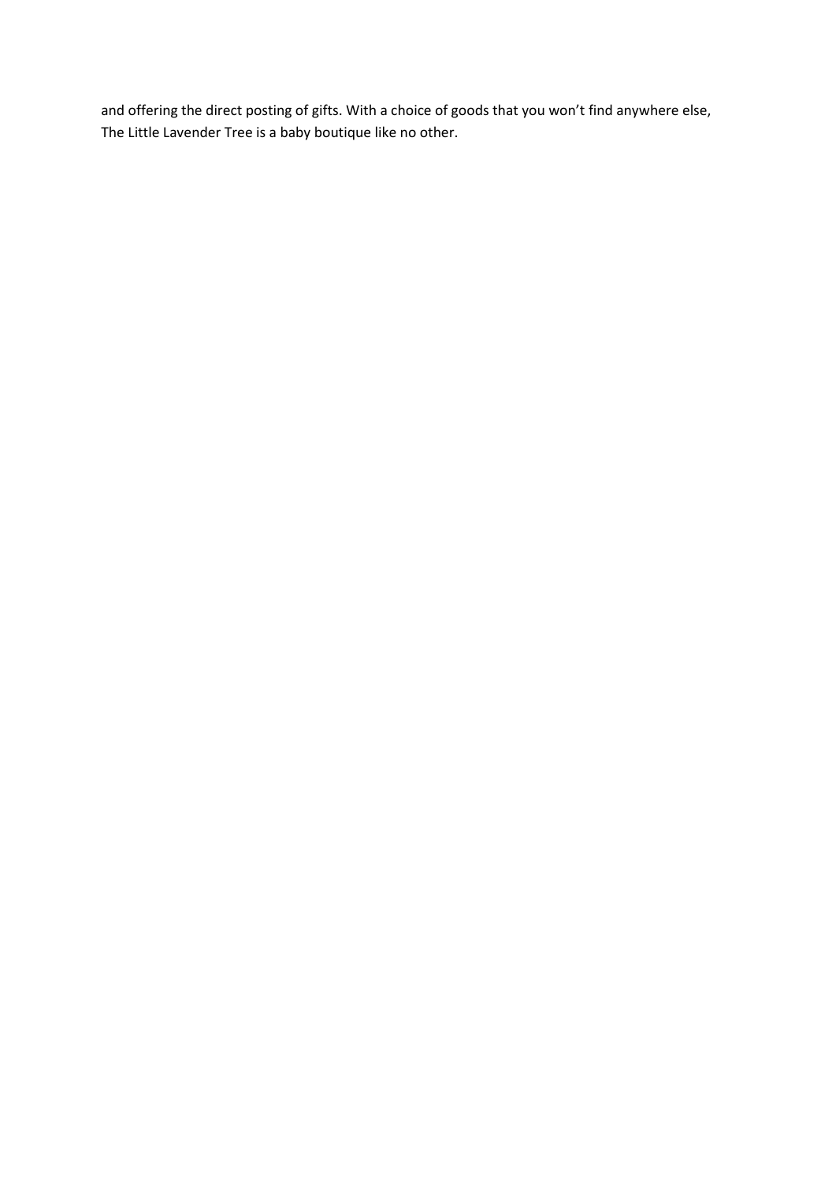and offering the direct posting of gifts. With a choice of goods that you won't find anywhere else, The Little Lavender Tree is a baby boutique like no other.